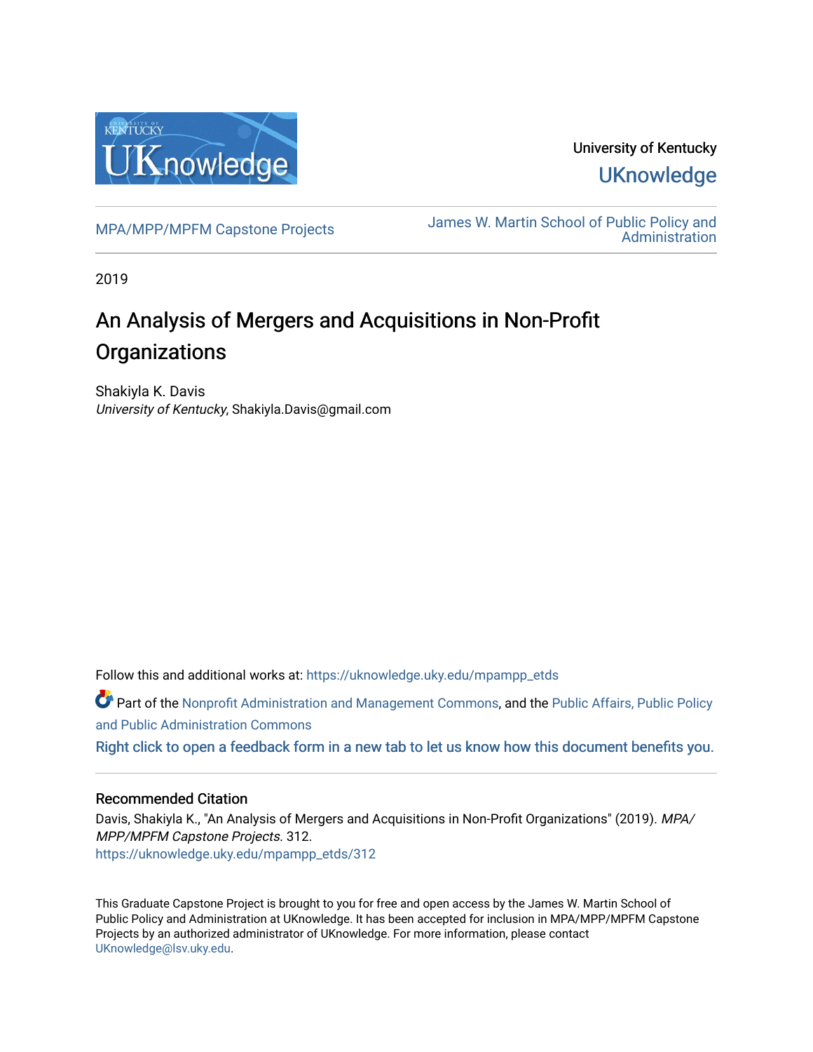University of Kentucky

UKnowledge

MPA/MPP/MPFM Capstone Projects

James W. Martin School of Public Policy and Administration

2019

# An Analysis of Mergers and Acquisitions in Non-Profit Organizations

Shakiyla K. Davis

*University of Kentucky*, Shakiyla.Davis@gmail.com

Follow this and additional works at: https://uknowledge.uky.edu/mpampp_etds

Part of the Nonprofit Administration and Management Commons, and the Public Affairs, Public Policy and Public Administration Commons

Right click to open a feedback form in a new tab to let us know how this document benefits you.

### Recommended Citation

Davis, Shakiyla K., "An Analysis of Mergers and Acquisitions in Non-Profit Organizations" (2019). *MPA/MPP/MPFM Capstone Projects*. 312.

https://uknowledge.uky.edu/mpampp_etds/312

This Graduate Capstone Project is brought to you for free and open access by the James W. Martin School of Public Policy and Administration at UKnowledge. It has been accepted for inclusion in MPA/MPP/MPFM Capstone Projects by an authorized administrator of UKnowledge. For more information, please contact UKnowledge@lsv.uky.edu.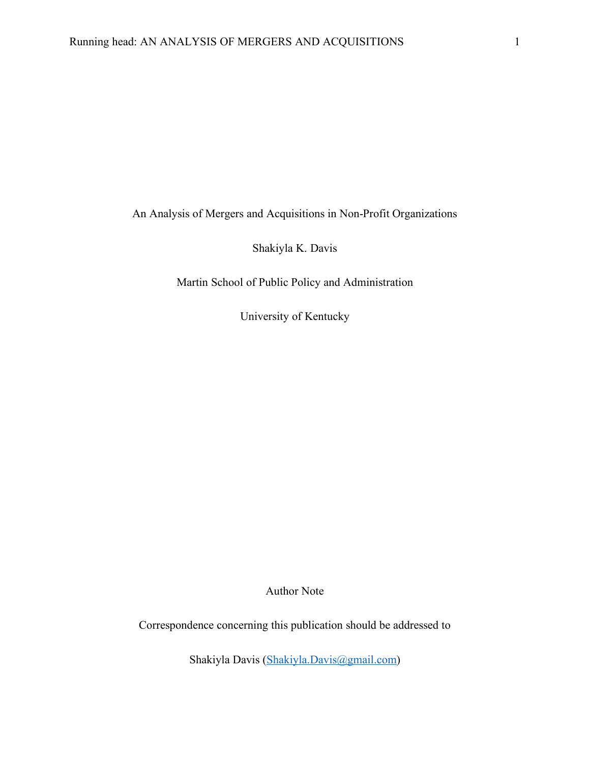An Analysis of Mergers and Acquisitions in Non-Profit Organizations

Shakiyla K. Davis

Martin School of Public Policy and Administration

University of Kentucky

Author Note

Correspondence concerning this publication should be addressed to

Shakiyla Davis (Shakiyla.Davis@gmail.com)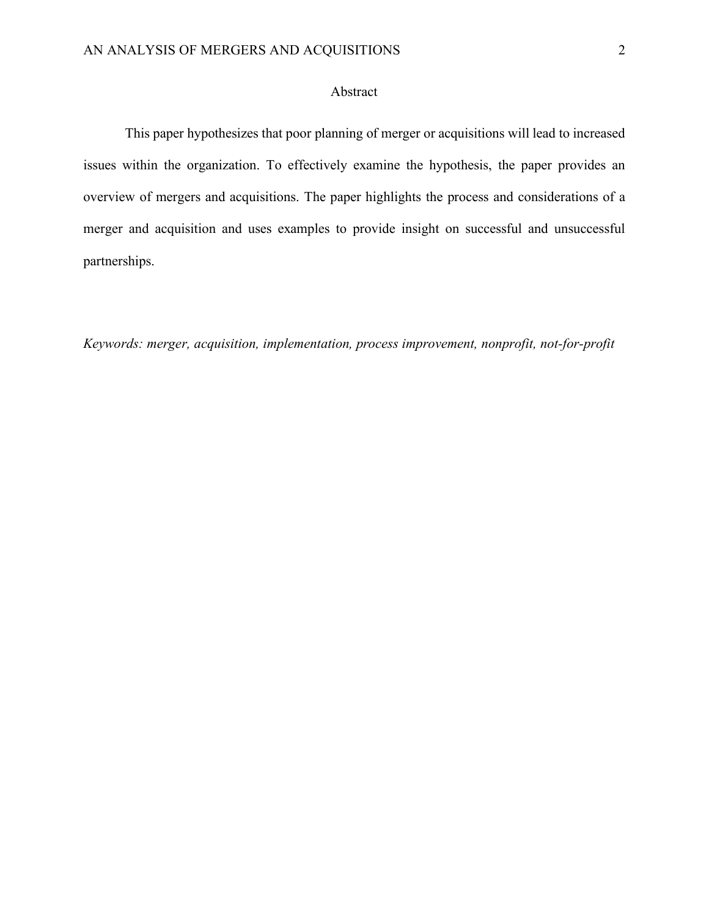## Abstract

This paper hypothesizes that poor planning of merger or acquisitions will lead to increased issues within the organization. To effectively examine the hypothesis, the paper provides an overview of mergers and acquisitions. The paper highlights the process and considerations of a merger and acquisition and uses examples to provide insight on successful and unsuccessful partnerships.

*Keywords: merger, acquisition, implementation, process improvement, nonprofit, not-for-profit*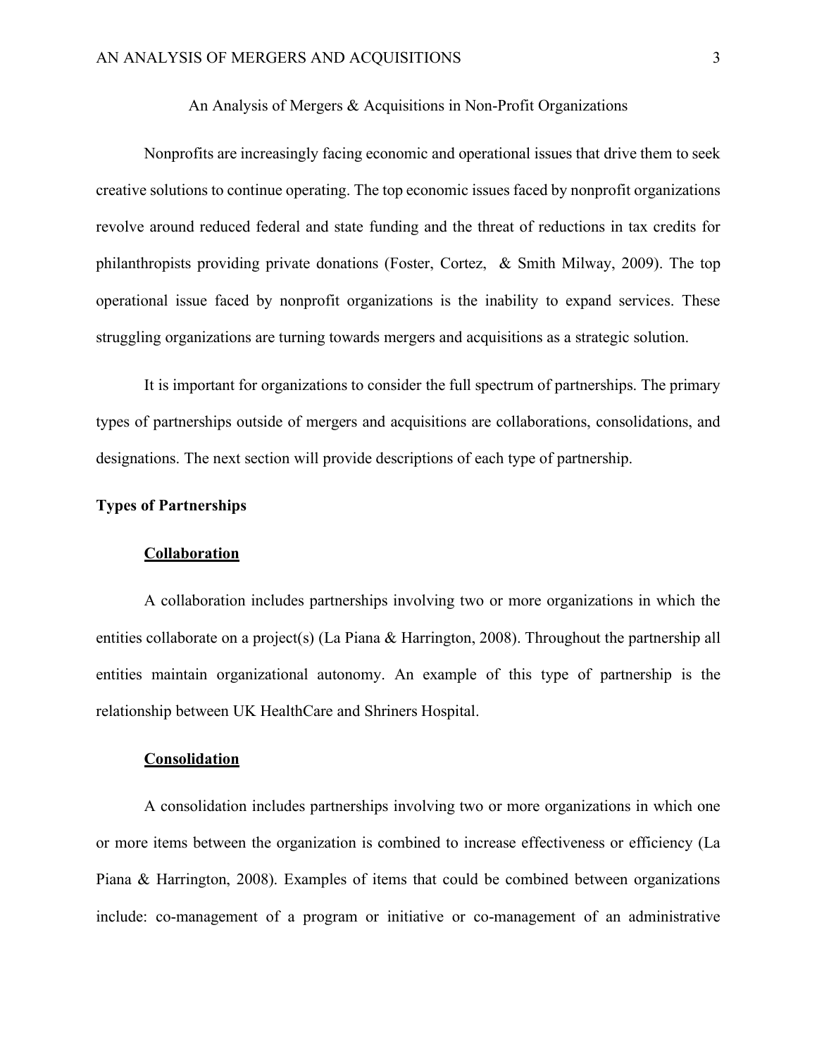An Analysis of Mergers & Acquisitions in Non-Profit Organizations

Nonprofits are increasingly facing economic and operational issues that drive them to seek creative solutions to continue operating. The top economic issues faced by nonprofit organizations revolve around reduced federal and state funding and the threat of reductions in tax credits for philanthropists providing private donations (Foster, Cortez, & Smith Milway, 2009). The top operational issue faced by nonprofit organizations is the inability to expand services. These struggling organizations are turning towards mergers and acquisitions as a strategic solution.

It is important for organizations to consider the full spectrum of partnerships. The primary types of partnerships outside of mergers and acquisitions are collaborations, consolidations, and designations. The next section will provide descriptions of each type of partnership.

## Types of Partnerships

### Collaboration

A collaboration includes partnerships involving two or more organizations in which the entities collaborate on a project(s) (La Piana & Harrington, 2008). Throughout the partnership all entities maintain organizational autonomy. An example of this type of partnership is the relationship between UK HealthCare and Shriners Hospital.

### Consolidation

A consolidation includes partnerships involving two or more organizations in which one or more items between the organization is combined to increase effectiveness or efficiency (La Piana & Harrington, 2008). Examples of items that could be combined between organizations include: co-management of a program or initiative or co-management of an administrative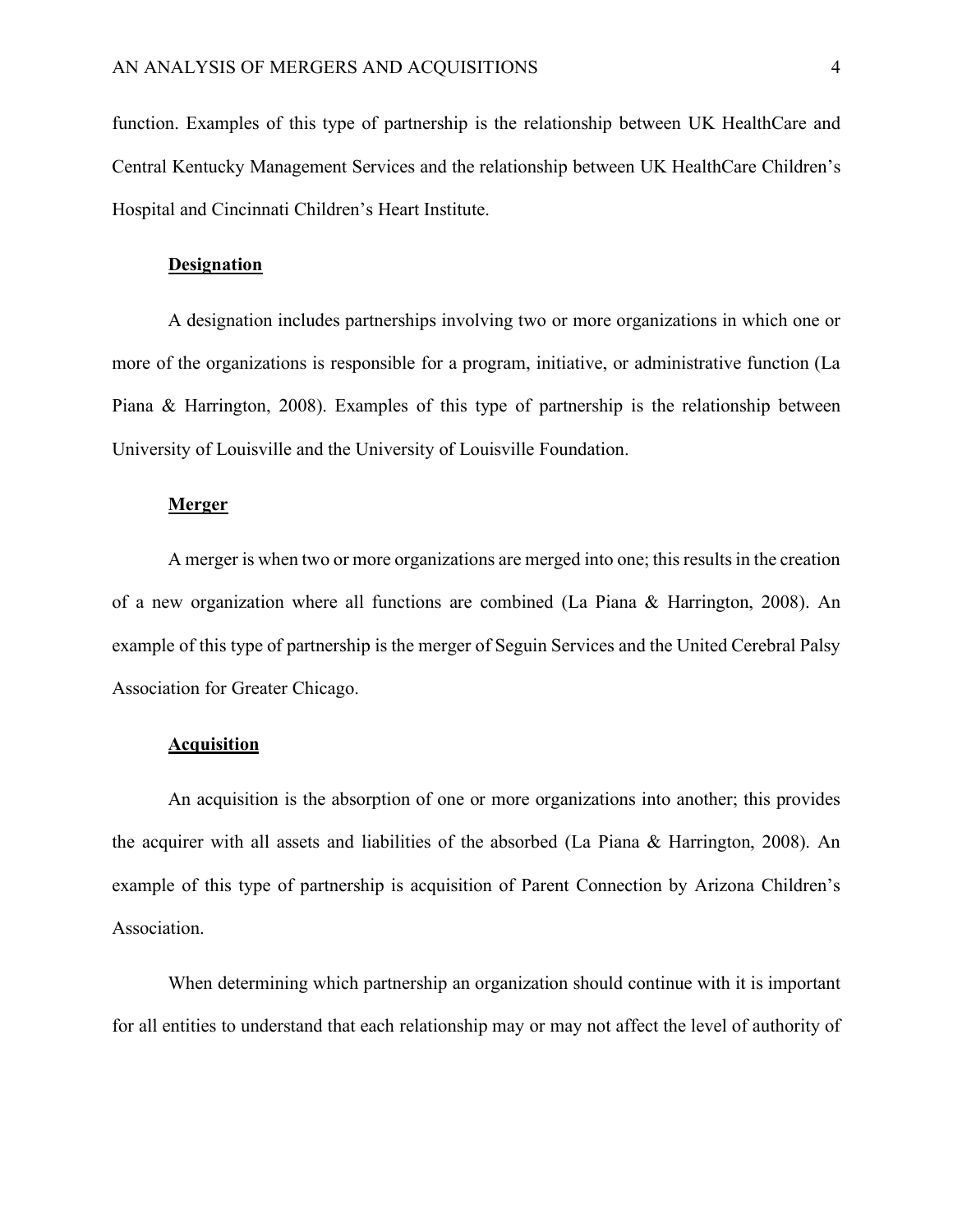function. Examples of this type of partnership is the relationship between UK HealthCare and Central Kentucky Management Services and the relationship between UK HealthCare Children's Hospital and Cincinnati Children's Heart Institute.

## **Designation**

A designation includes partnerships involving two or more organizations in which one or more of the organizations is responsible for a program, initiative, or administrative function (La Piana & Harrington, 2008). Examples of this type of partnership is the relationship between University of Louisville and the University of Louisville Foundation.

## **Merger**

A merger is when two or more organizations are merged into one; this results in the creation of a new organization where all functions are combined (La Piana & Harrington, 2008). An example of this type of partnership is the merger of Seguin Services and the United Cerebral Palsy Association for Greater Chicago.

## **Acquisition**

An acquisition is the absorption of one or more organizations into another; this provides the acquirer with all assets and liabilities of the absorbed (La Piana & Harrington, 2008). An example of this type of partnership is acquisition of Parent Connection by Arizona Children's Association.

When determining which partnership an organization should continue with it is important for all entities to understand that each relationship may or may not affect the level of authority of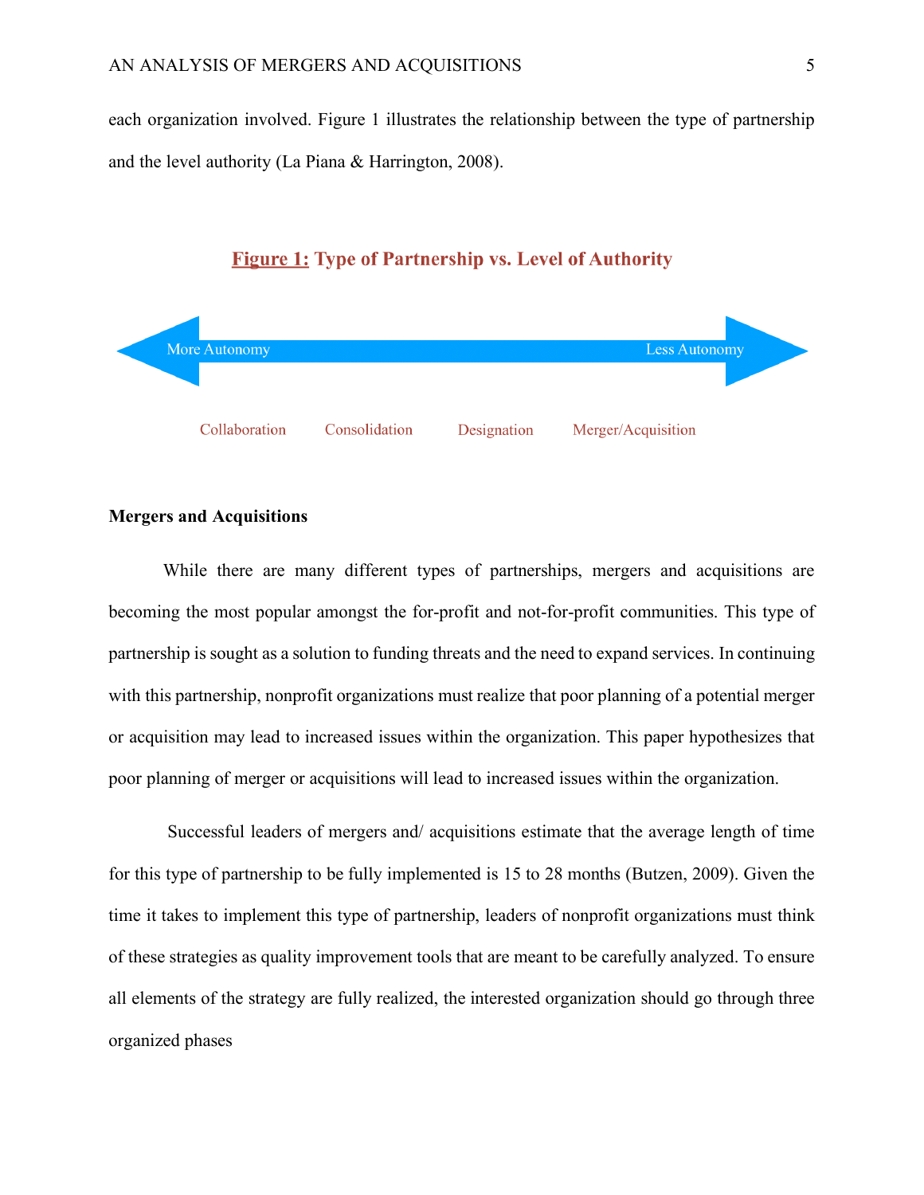each organization involved. Figure 1 illustrates the relationship between the type of partnership and the level authority (La Piana & Harrington, 2008).

**Figure 1: Type of Partnership vs. Level of Authority**

More Autonomy ⟷ Less Autonomy

Collaboration    Consolidation    Designation    Merger/Acquisition

**Mergers and Acquisitions**

While there are many different types of partnerships, mergers and acquisitions are becoming the most popular amongst the for-profit and not-for-profit communities. This type of partnership is sought as a solution to funding threats and the need to expand services. In continuing with this partnership, nonprofit organizations must realize that poor planning of a potential merger or acquisition may lead to increased issues within the organization. This paper hypothesizes that poor planning of merger or acquisitions will lead to increased issues within the organization.

Successful leaders of mergers and/ acquisitions estimate that the average length of time for this type of partnership to be fully implemented is 15 to 28 months (Butzen, 2009). Given the time it takes to implement this type of partnership, leaders of nonprofit organizations must think of these strategies as quality improvement tools that are meant to be carefully analyzed. To ensure all elements of the strategy are fully realized, the interested organization should go through three organized phases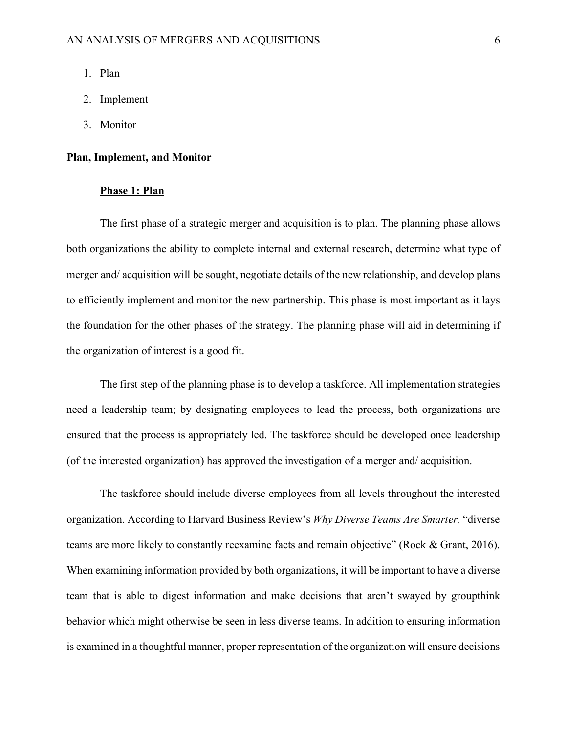1. Plan
2. Implement
3. Monitor

**Plan, Implement, and Monitor**

**Phase 1: Plan**

The first phase of a strategic merger and acquisition is to plan. The planning phase allows both organizations the ability to complete internal and external research, determine what type of merger and/ acquisition will be sought, negotiate details of the new relationship, and develop plans to efficiently implement and monitor the new partnership. This phase is most important as it lays the foundation for the other phases of the strategy. The planning phase will aid in determining if the organization of interest is a good fit.

The first step of the planning phase is to develop a taskforce. All implementation strategies need a leadership team; by designating employees to lead the process, both organizations are ensured that the process is appropriately led. The taskforce should be developed once leadership (of the interested organization) has approved the investigation of a merger and/ acquisition.

The taskforce should include diverse employees from all levels throughout the interested organization. According to Harvard Business Review's *Why Diverse Teams Are Smarter,* "diverse teams are more likely to constantly reexamine facts and remain objective" (Rock & Grant, 2016). When examining information provided by both organizations, it will be important to have a diverse team that is able to digest information and make decisions that aren't swayed by groupthink behavior which might otherwise be seen in less diverse teams. In addition to ensuring information is examined in a thoughtful manner, proper representation of the organization will ensure decisions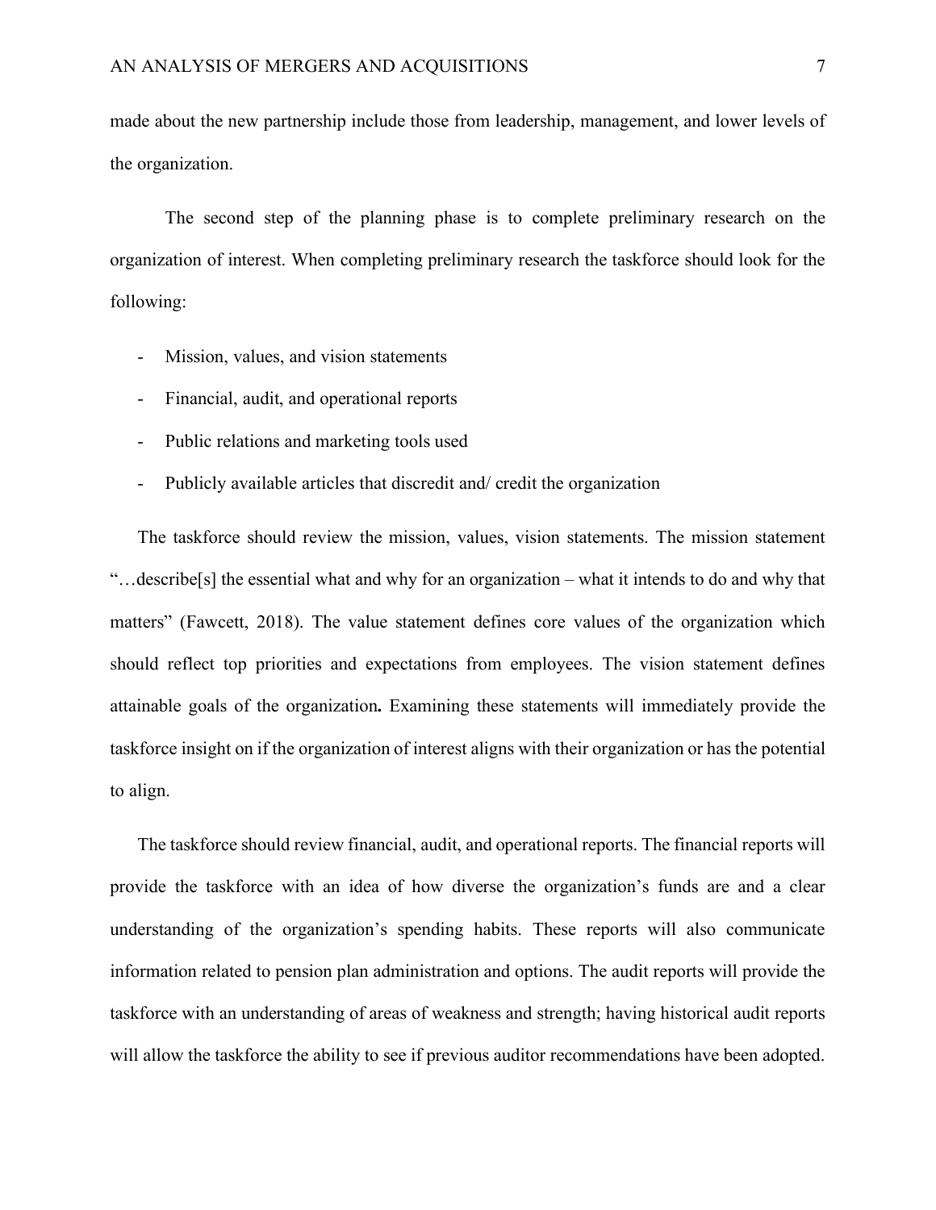made about the new partnership include those from leadership, management, and lower levels of the organization.

The second step of the planning phase is to complete preliminary research on the organization of interest. When completing preliminary research the taskforce should look for the following:

- Mission, values, and vision statements
- Financial, audit, and operational reports
- Public relations and marketing tools used
- Publicly available articles that discredit and/ credit the organization

The taskforce should review the mission, values, vision statements. The mission statement "…describe[s] the essential what and why for an organization – what it intends to do and why that matters" (Fawcett, 2018). The value statement defines core values of the organization which should reflect top priorities and expectations from employees. The vision statement defines attainable goals of the organization**.** Examining these statements will immediately provide the taskforce insight on if the organization of interest aligns with their organization or has the potential to align.

The taskforce should review financial, audit, and operational reports. The financial reports will provide the taskforce with an idea of how diverse the organization's funds are and a clear understanding of the organization's spending habits. These reports will also communicate information related to pension plan administration and options. The audit reports will provide the taskforce with an understanding of areas of weakness and strength; having historical audit reports will allow the taskforce the ability to see if previous auditor recommendations have been adopted.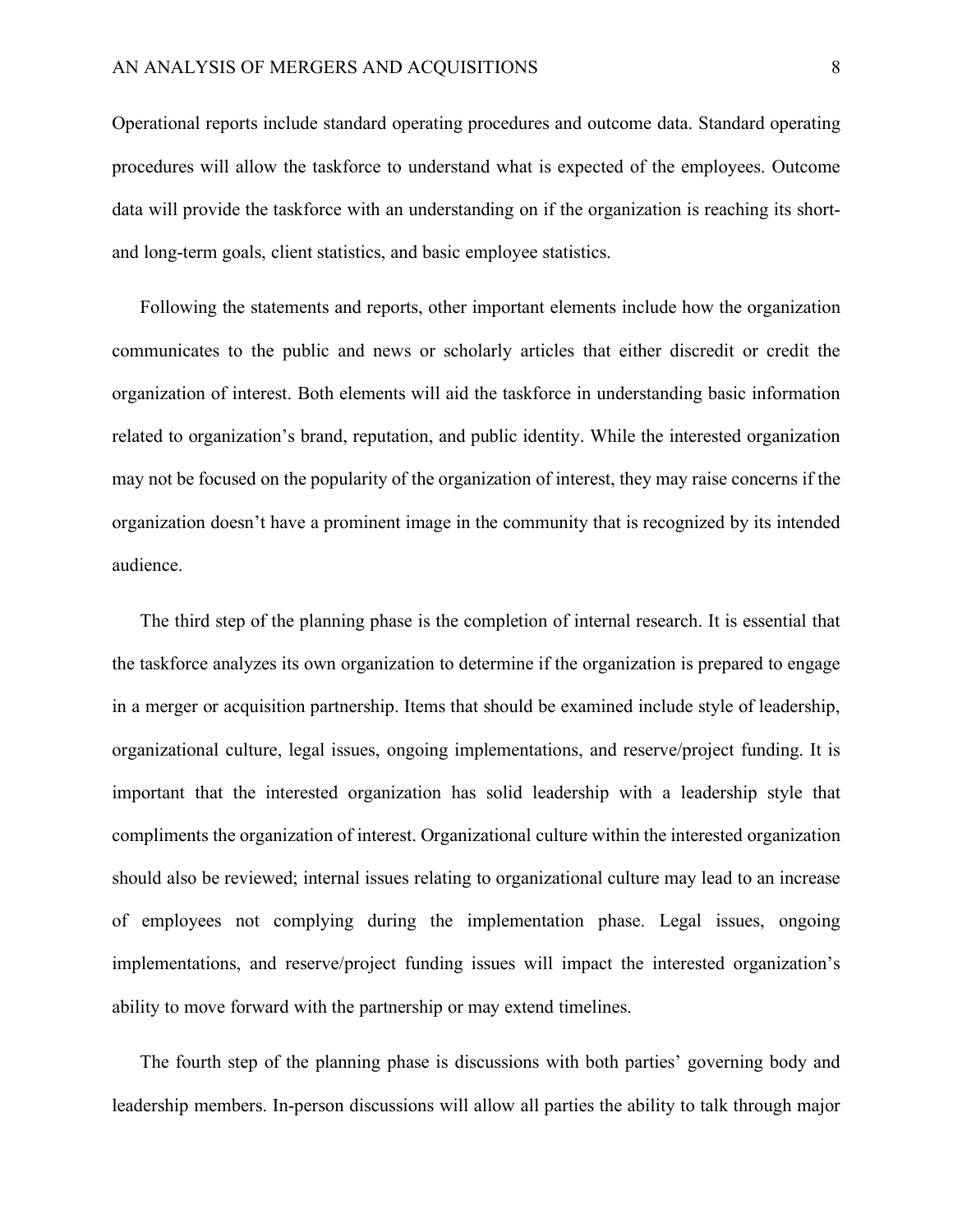Operational reports include standard operating procedures and outcome data. Standard operating procedures will allow the taskforce to understand what is expected of the employees. Outcome data will provide the taskforce with an understanding on if the organization is reaching its short- and long-term goals, client statistics, and basic employee statistics.

Following the statements and reports, other important elements include how the organization communicates to the public and news or scholarly articles that either discredit or credit the organization of interest. Both elements will aid the taskforce in understanding basic information related to organization's brand, reputation, and public identity. While the interested organization may not be focused on the popularity of the organization of interest, they may raise concerns if the organization doesn't have a prominent image in the community that is recognized by its intended audience.

The third step of the planning phase is the completion of internal research. It is essential that the taskforce analyzes its own organization to determine if the organization is prepared to engage in a merger or acquisition partnership. Items that should be examined include style of leadership, organizational culture, legal issues, ongoing implementations, and reserve/project funding. It is important that the interested organization has solid leadership with a leadership style that compliments the organization of interest. Organizational culture within the interested organization should also be reviewed; internal issues relating to organizational culture may lead to an increase of employees not complying during the implementation phase. Legal issues, ongoing implementations, and reserve/project funding issues will impact the interested organization's ability to move forward with the partnership or may extend timelines.

The fourth step of the planning phase is discussions with both parties' governing body and leadership members. In-person discussions will allow all parties the ability to talk through major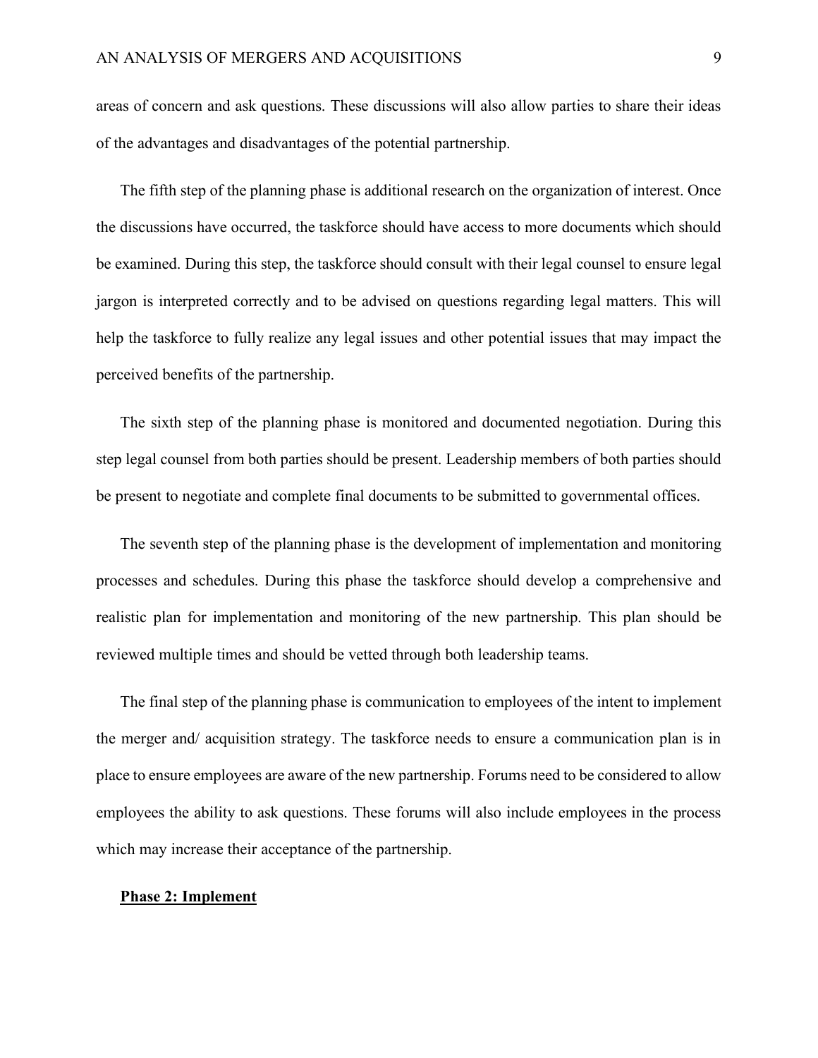areas of concern and ask questions. These discussions will also allow parties to share their ideas of the advantages and disadvantages of the potential partnership.

The fifth step of the planning phase is additional research on the organization of interest. Once the discussions have occurred, the taskforce should have access to more documents which should be examined. During this step, the taskforce should consult with their legal counsel to ensure legal jargon is interpreted correctly and to be advised on questions regarding legal matters. This will help the taskforce to fully realize any legal issues and other potential issues that may impact the perceived benefits of the partnership.

The sixth step of the planning phase is monitored and documented negotiation. During this step legal counsel from both parties should be present. Leadership members of both parties should be present to negotiate and complete final documents to be submitted to governmental offices.

The seventh step of the planning phase is the development of implementation and monitoring processes and schedules. During this phase the taskforce should develop a comprehensive and realistic plan for implementation and monitoring of the new partnership. This plan should be reviewed multiple times and should be vetted through both leadership teams.

The final step of the planning phase is communication to employees of the intent to implement the merger and/ acquisition strategy. The taskforce needs to ensure a communication plan is in place to ensure employees are aware of the new partnership. Forums need to be considered to allow employees the ability to ask questions. These forums will also include employees in the process which may increase their acceptance of the partnership.

### **Phase 2: Implement**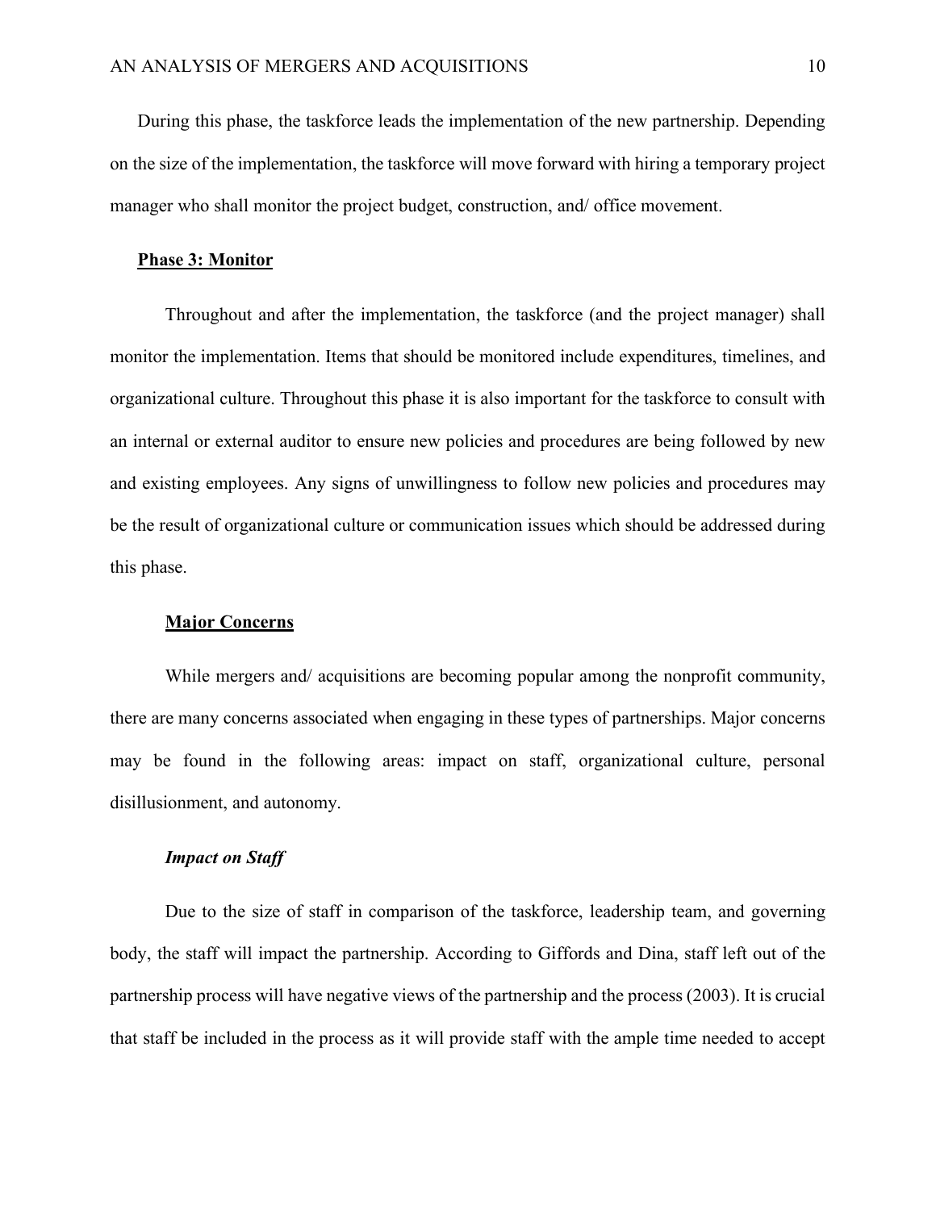During this phase, the taskforce leads the implementation of the new partnership. Depending on the size of the implementation, the taskforce will move forward with hiring a temporary project manager who shall monitor the project budget, construction, and/ office movement.

**Phase 3: Monitor**

Throughout and after the implementation, the taskforce (and the project manager) shall monitor the implementation. Items that should be monitored include expenditures, timelines, and organizational culture. Throughout this phase it is also important for the taskforce to consult with an internal or external auditor to ensure new policies and procedures are being followed by new and existing employees. Any signs of unwillingness to follow new policies and procedures may be the result of organizational culture or communication issues which should be addressed during this phase.

## Major Concerns

While mergers and/ acquisitions are becoming popular among the nonprofit community, there are many concerns associated when engaging in these types of partnerships. Major concerns may be found in the following areas: impact on staff, organizational culture, personal disillusionment, and autonomy.

### *Impact on Staff*

Due to the size of staff in comparison of the taskforce, leadership team, and governing body, the staff will impact the partnership. According to Giffords and Dina, staff left out of the partnership process will have negative views of the partnership and the process (2003). It is crucial that staff be included in the process as it will provide staff with the ample time needed to accept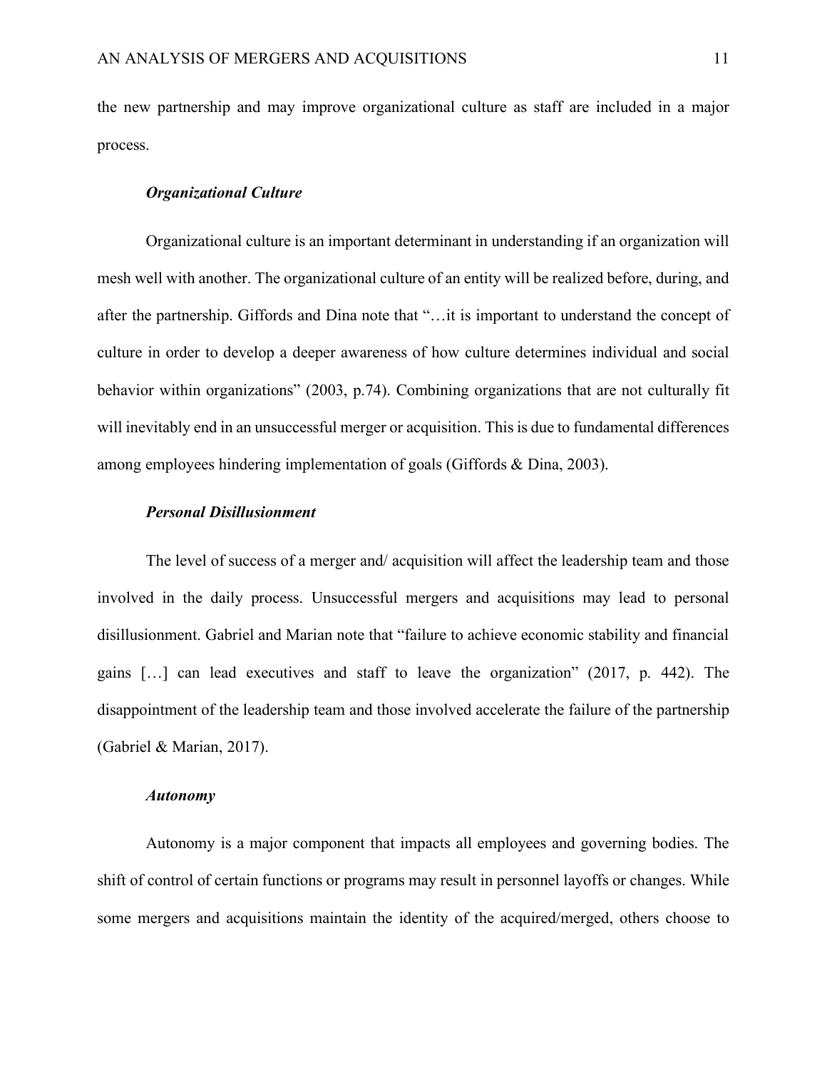the new partnership and may improve organizational culture as staff are included in a major process.

### *Organizational Culture*

Organizational culture is an important determinant in understanding if an organization will mesh well with another. The organizational culture of an entity will be realized before, during, and after the partnership. Giffords and Dina note that "…it is important to understand the concept of culture in order to develop a deeper awareness of how culture determines individual and social behavior within organizations" (2003, p.74). Combining organizations that are not culturally fit will inevitably end in an unsuccessful merger or acquisition. This is due to fundamental differences among employees hindering implementation of goals (Giffords & Dina, 2003).

### *Personal Disillusionment*

The level of success of a merger and/ acquisition will affect the leadership team and those involved in the daily process. Unsuccessful mergers and acquisitions may lead to personal disillusionment. Gabriel and Marian note that "failure to achieve economic stability and financial gains […] can lead executives and staff to leave the organization" (2017, p. 442). The disappointment of the leadership team and those involved accelerate the failure of the partnership (Gabriel & Marian, 2017).

### *Autonomy*

Autonomy is a major component that impacts all employees and governing bodies. The shift of control of certain functions or programs may result in personnel layoffs or changes. While some mergers and acquisitions maintain the identity of the acquired/merged, others choose to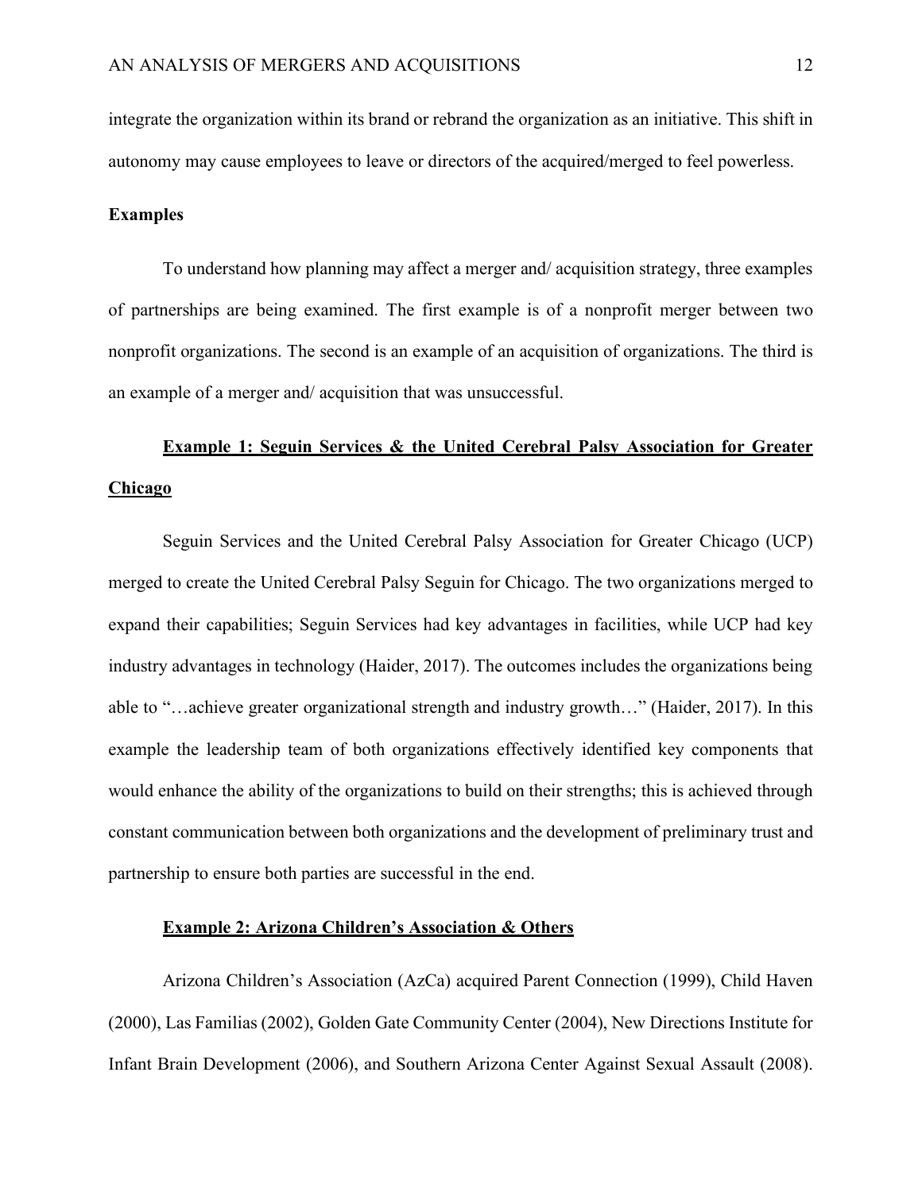integrate the organization within its brand or rebrand the organization as an initiative. This shift in autonomy may cause employees to leave or directors of the acquired/merged to feel powerless.

**Examples**

To understand how planning may affect a merger and/ acquisition strategy, three examples of partnerships are being examined. The first example is of a nonprofit merger between two nonprofit organizations. The second is an example of an acquisition of organizations. The third is an example of a merger and/ acquisition that was unsuccessful.

**Example 1: Seguin Services & the United Cerebral Palsy Association for Greater Chicago**

Seguin Services and the United Cerebral Palsy Association for Greater Chicago (UCP) merged to create the United Cerebral Palsy Seguin for Chicago. The two organizations merged to expand their capabilities; Seguin Services had key advantages in facilities, while UCP had key industry advantages in technology (Haider, 2017). The outcomes includes the organizations being able to "…achieve greater organizational strength and industry growth…" (Haider, 2017). In this example the leadership team of both organizations effectively identified key components that would enhance the ability of the organizations to build on their strengths; this is achieved through constant communication between both organizations and the development of preliminary trust and partnership to ensure both parties are successful in the end.

**Example 2: Arizona Children's Association & Others**

Arizona Children's Association (AzCa) acquired Parent Connection (1999), Child Haven (2000), Las Familias (2002), Golden Gate Community Center (2004), New Directions Institute for Infant Brain Development (2006), and Southern Arizona Center Against Sexual Assault (2008).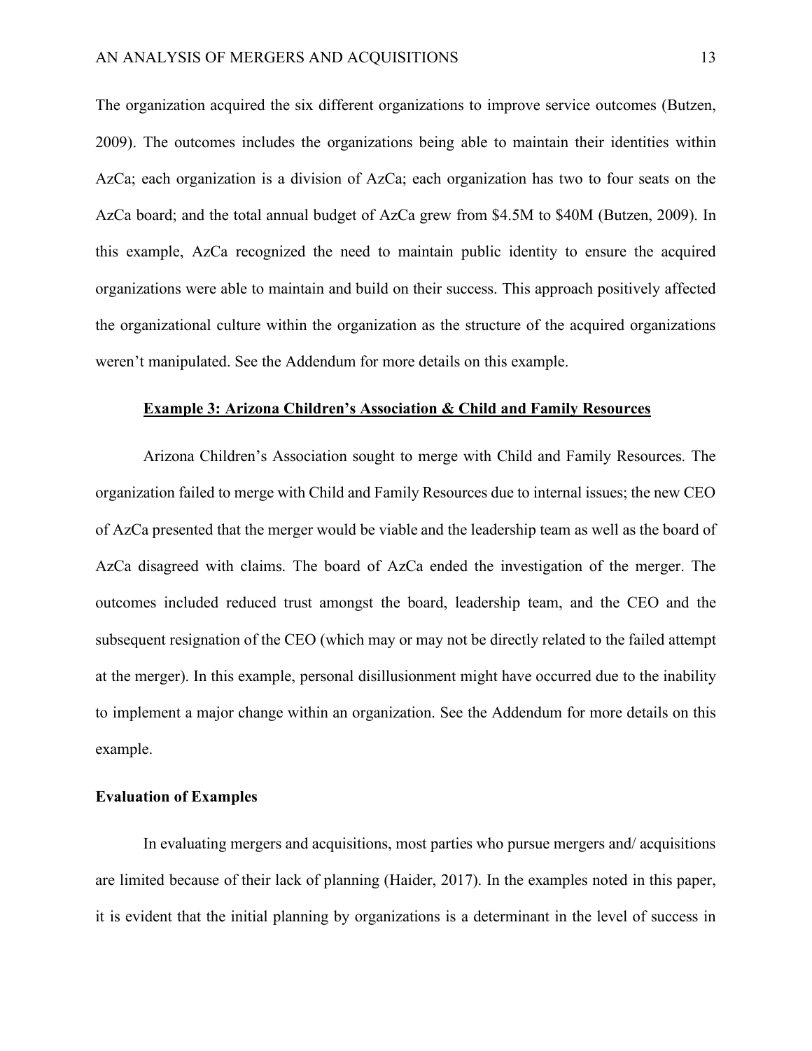The organization acquired the six different organizations to improve service outcomes (Butzen, 2009). The outcomes includes the organizations being able to maintain their identities within AzCa; each organization is a division of AzCa; each organization has two to four seats on the AzCa board; and the total annual budget of AzCa grew from $4.5M to $40M (Butzen, 2009). In this example, AzCa recognized the need to maintain public identity to ensure the acquired organizations were able to maintain and build on their success. This approach positively affected the organizational culture within the organization as the structure of the acquired organizations weren't manipulated. See the Addendum for more details on this example.

### Example 3: Arizona Children's Association & Child and Family Resources

Arizona Children's Association sought to merge with Child and Family Resources. The organization failed to merge with Child and Family Resources due to internal issues; the new CEO of AzCa presented that the merger would be viable and the leadership team as well as the board of AzCa disagreed with claims. The board of AzCa ended the investigation of the merger. The outcomes included reduced trust amongst the board, leadership team, and the CEO and the subsequent resignation of the CEO (which may or may not be directly related to the failed attempt at the merger). In this example, personal disillusionment might have occurred due to the inability to implement a major change within an organization. See the Addendum for more details on this example.

## Evaluation of Examples

In evaluating mergers and acquisitions, most parties who pursue mergers and/ acquisitions are limited because of their lack of planning (Haider, 2017). In the examples noted in this paper, it is evident that the initial planning by organizations is a determinant in the level of success in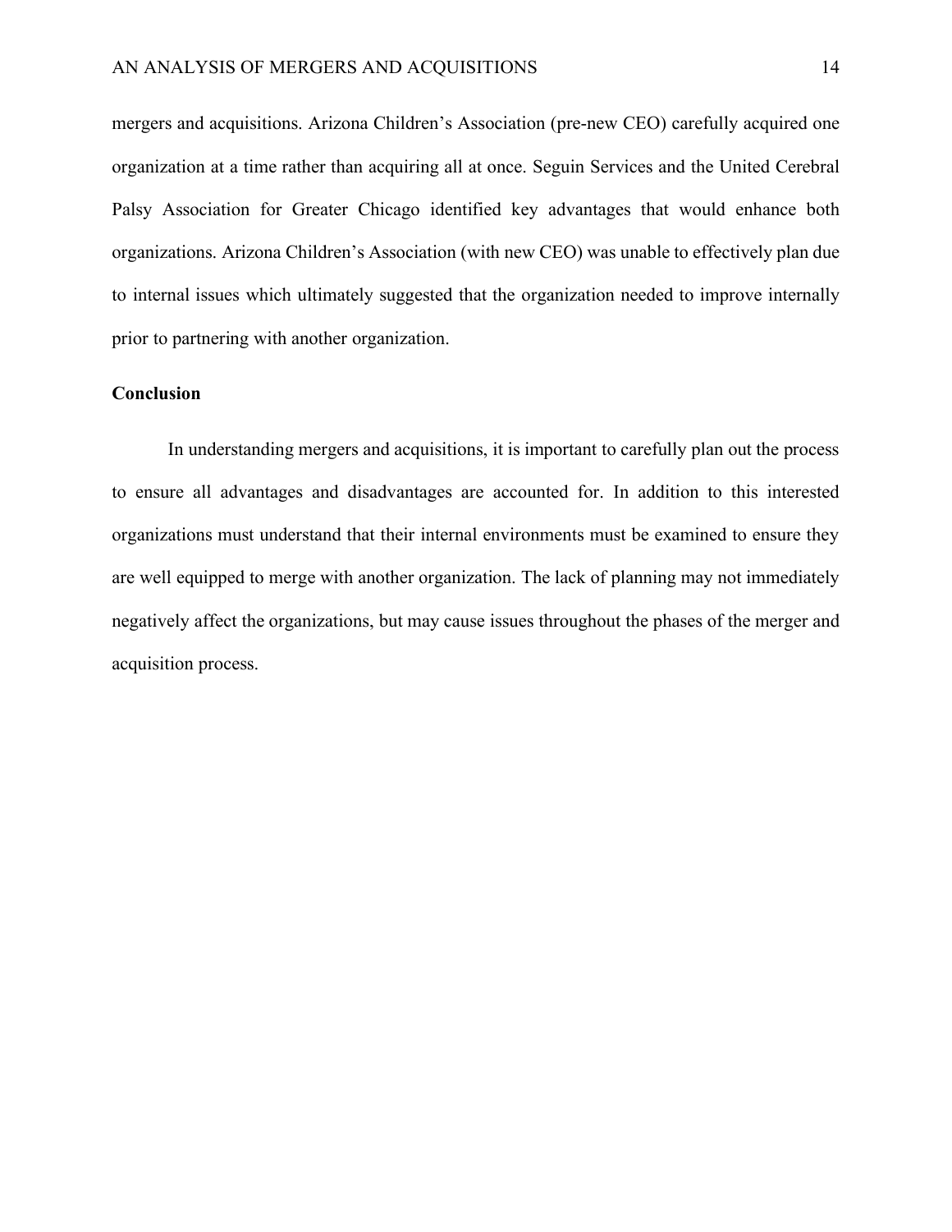mergers and acquisitions. Arizona Children's Association (pre-new CEO) carefully acquired one organization at a time rather than acquiring all at once. Seguin Services and the United Cerebral Palsy Association for Greater Chicago identified key advantages that would enhance both organizations. Arizona Children's Association (with new CEO) was unable to effectively plan due to internal issues which ultimately suggested that the organization needed to improve internally prior to partnering with another organization.

**Conclusion**

In understanding mergers and acquisitions, it is important to carefully plan out the process to ensure all advantages and disadvantages are accounted for. In addition to this interested organizations must understand that their internal environments must be examined to ensure they are well equipped to merge with another organization. The lack of planning may not immediately negatively affect the organizations, but may cause issues throughout the phases of the merger and acquisition process.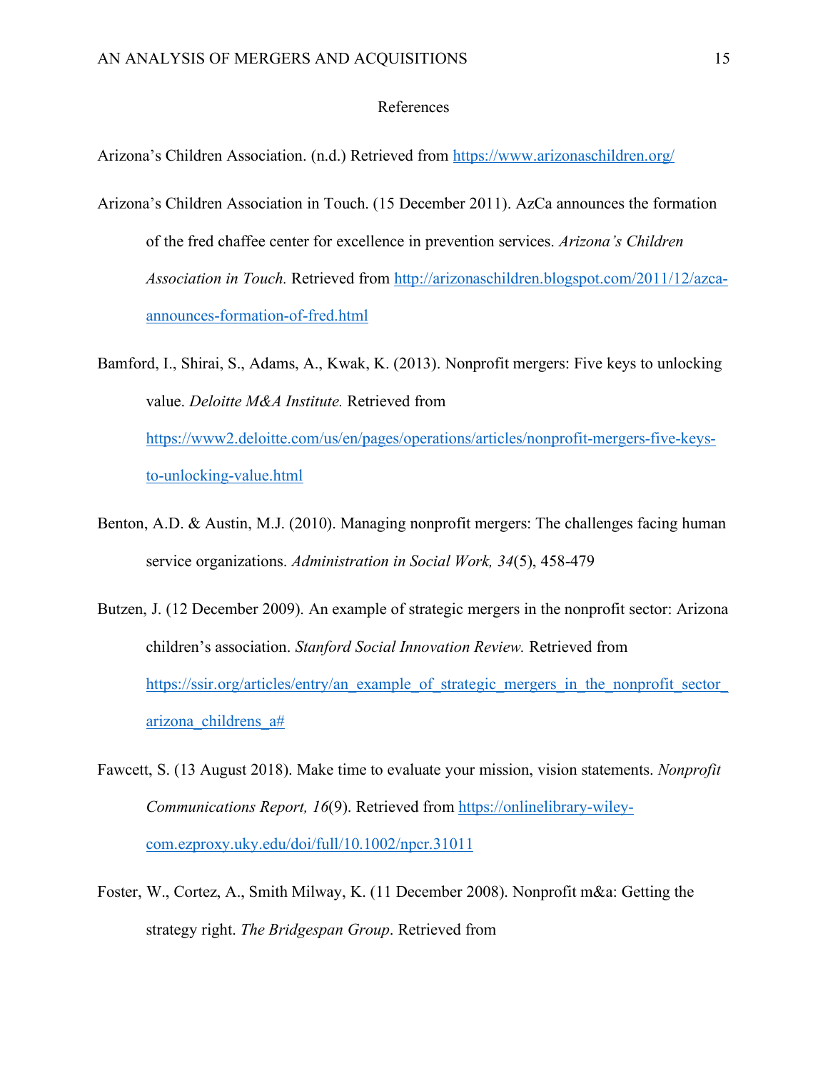# References

Arizona's Children Association. (n.d.) Retrieved from https://www.arizonaschildren.org/

Arizona's Children Association in Touch. (15 December 2011). AzCa announces the formation of the fred chaffee center for excellence in prevention services. *Arizona's Children Association in Touch.* Retrieved from http://arizonaschildren.blogspot.com/2011/12/azca-announces-formation-of-fred.html

Bamford, I., Shirai, S., Adams, A., Kwak, K. (2013). Nonprofit mergers: Five keys to unlocking value. *Deloitte M&A Institute.* Retrieved from https://www2.deloitte.com/us/en/pages/operations/articles/nonprofit-mergers-five-keys-to-unlocking-value.html

Benton, A.D. & Austin, M.J. (2010). Managing nonprofit mergers: The challenges facing human service organizations. *Administration in Social Work, 34*(5), 458-479

Butzen, J. (12 December 2009). An example of strategic mergers in the nonprofit sector: Arizona children's association. *Stanford Social Innovation Review.* Retrieved from https://ssir.org/articles/entry/an_example_of_strategic_mergers_in_the_nonprofit_sector_arizona_childrens_a#

Fawcett, S. (13 August 2018). Make time to evaluate your mission, vision statements. *Nonprofit Communications Report, 16*(9). Retrieved from https://onlinelibrary-wiley-com.ezproxy.uky.edu/doi/full/10.1002/npcr.31011

Foster, W., Cortez, A., Smith Milway, K. (11 December 2008). Nonprofit m&a: Getting the strategy right. *The Bridgespan Group*. Retrieved from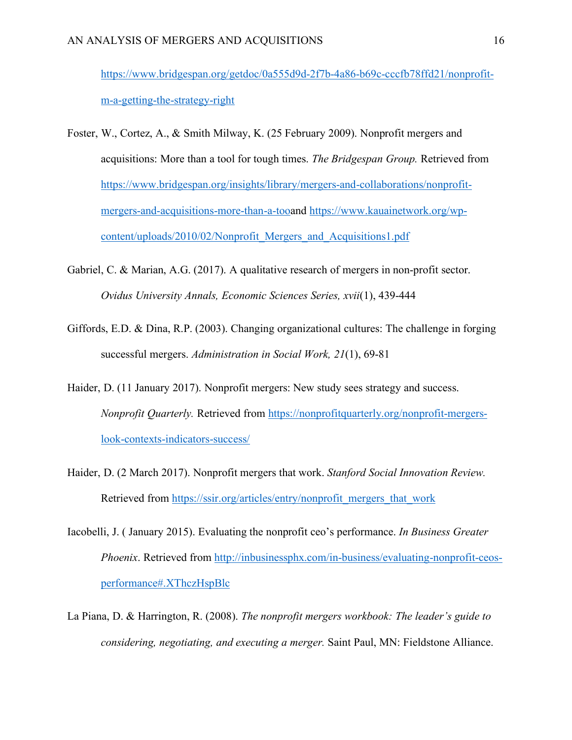https://www.bridgespan.org/getdoc/0a555d9d-2f7b-4a86-b69c-cccfb78ffd21/nonprofit-m-a-getting-the-strategy-right

Foster, W., Cortez, A., & Smith Milway, K. (25 February 2009). Nonprofit mergers and acquisitions: More than a tool for tough times. *The Bridgespan Group.* Retrieved from https://www.bridgespan.org/insights/library/mergers-and-collaborations/nonprofit-mergers-and-acquisitions-more-than-a-tooand https://www.kauainetwork.org/wp-content/uploads/2010/02/Nonprofit_Mergers_and_Acquisitions1.pdf

Gabriel, C. & Marian, A.G. (2017). A qualitative research of mergers in non-profit sector. *Ovidus University Annals, Economic Sciences Series, xvii*(1), 439-444

Giffords, E.D. & Dina, R.P. (2003). Changing organizational cultures: The challenge in forging successful mergers. *Administration in Social Work, 21*(1), 69-81

Haider, D. (11 January 2017). Nonprofit mergers: New study sees strategy and success. *Nonprofit Quarterly.* Retrieved from https://nonprofitquarterly.org/nonprofit-mergers-look-contexts-indicators-success/

Haider, D. (2 March 2017). Nonprofit mergers that work. *Stanford Social Innovation Review.* Retrieved from https://ssir.org/articles/entry/nonprofit_mergers_that_work

Iacobelli, J. ( January 2015). Evaluating the nonprofit ceo's performance. *In Business Greater Phoenix*. Retrieved from http://inbusinessphx.com/in-business/evaluating-nonprofit-ceos-performance#.XThczHspBlc

La Piana, D. & Harrington, R. (2008). *The nonprofit mergers workbook: The leader's guide to considering, negotiating, and executing a merger.* Saint Paul, MN: Fieldstone Alliance.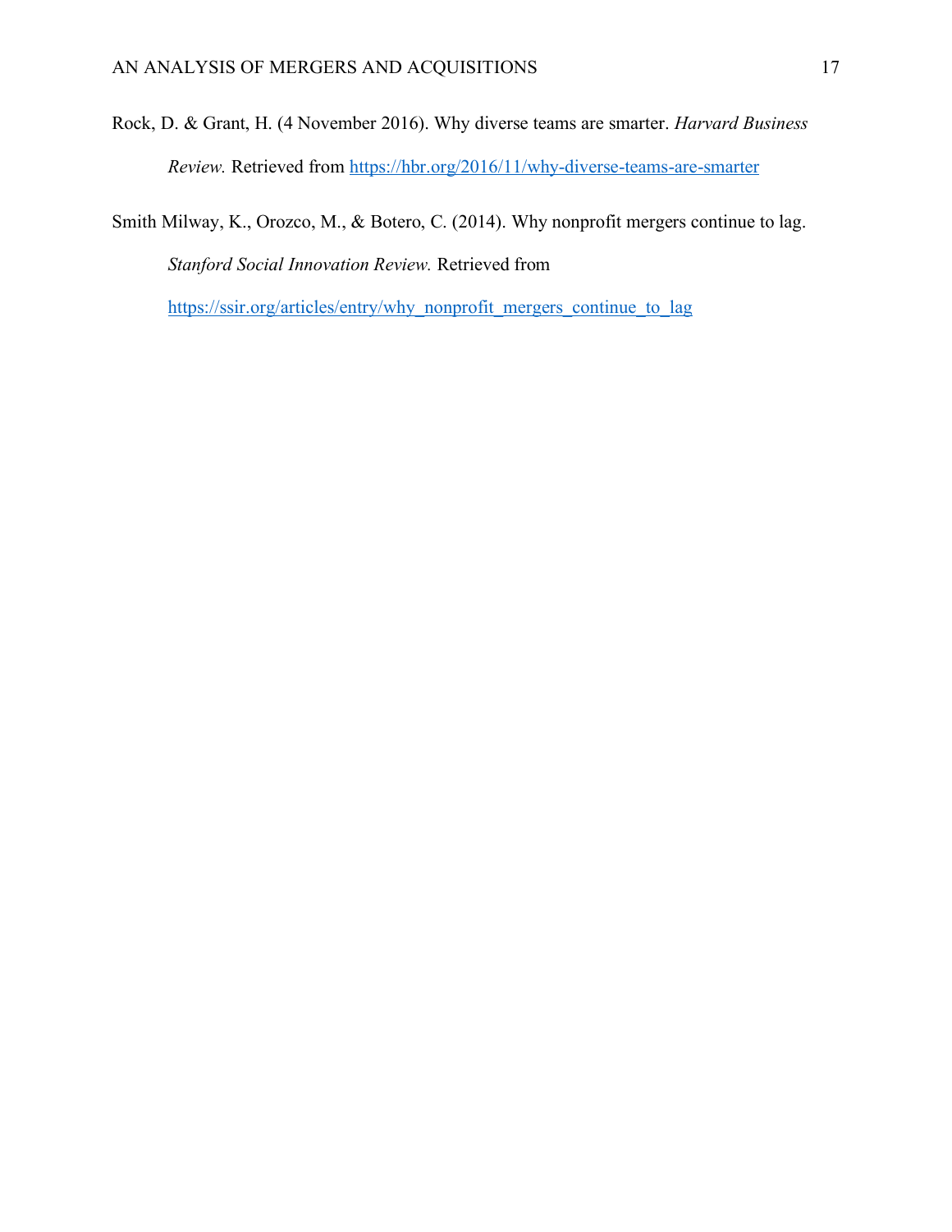Rock, D. & Grant, H. (4 November 2016). Why diverse teams are smarter. *Harvard Business Review.* Retrieved from https://hbr.org/2016/11/why-diverse-teams-are-smarter

Smith Milway, K., Orozco, M., & Botero, C. (2014). Why nonprofit mergers continue to lag. *Stanford Social Innovation Review.* Retrieved from https://ssir.org/articles/entry/why_nonprofit_mergers_continue_to_lag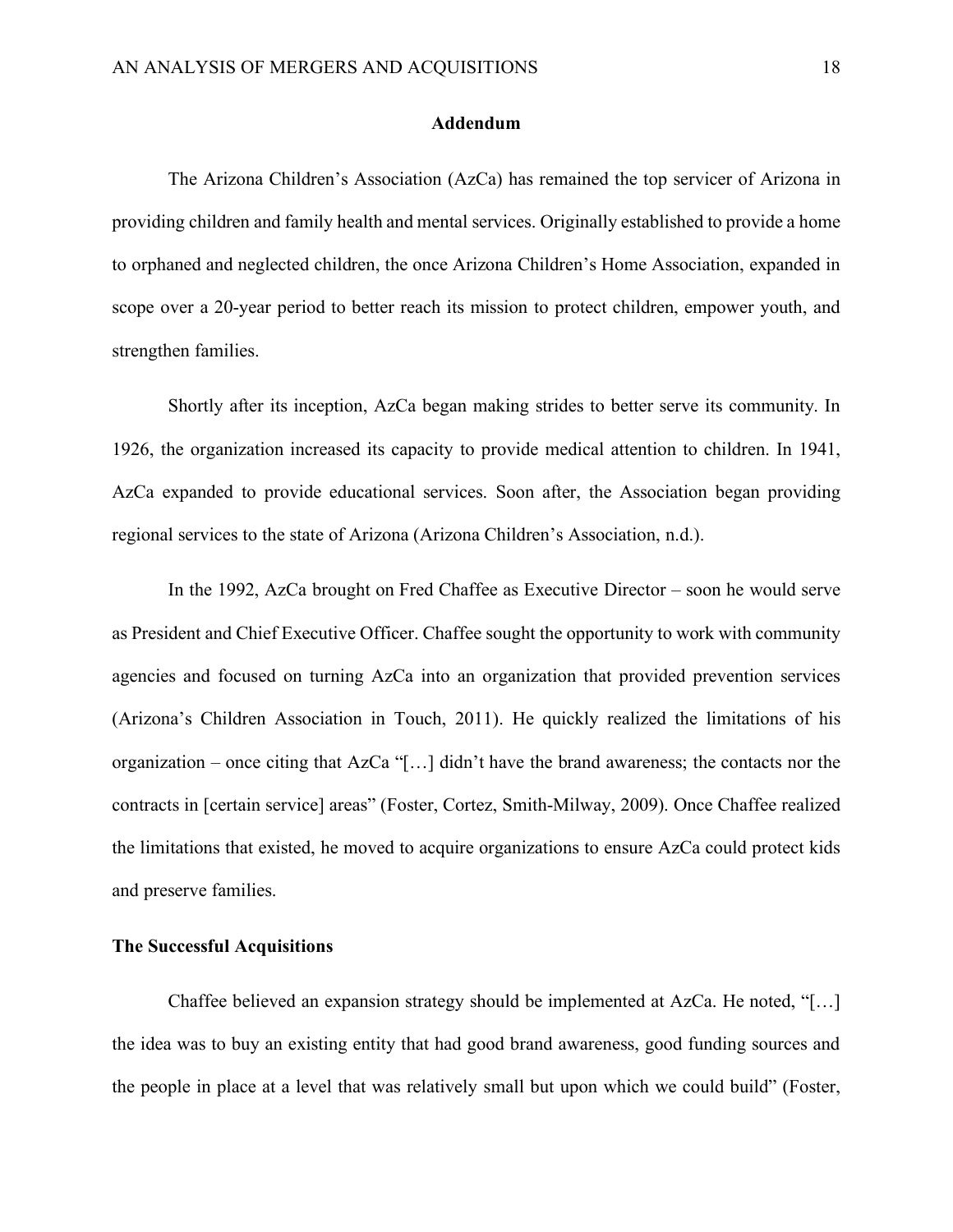## Addendum

The Arizona Children's Association (AzCa) has remained the top servicer of Arizona in providing children and family health and mental services. Originally established to provide a home to orphaned and neglected children, the once Arizona Children's Home Association, expanded in scope over a 20-year period to better reach its mission to protect children, empower youth, and strengthen families.

Shortly after its inception, AzCa began making strides to better serve its community. In 1926, the organization increased its capacity to provide medical attention to children. In 1941, AzCa expanded to provide educational services. Soon after, the Association began providing regional services to the state of Arizona (Arizona Children's Association, n.d.).

In the 1992, AzCa brought on Fred Chaffee as Executive Director – soon he would serve as President and Chief Executive Officer. Chaffee sought the opportunity to work with community agencies and focused on turning AzCa into an organization that provided prevention services (Arizona's Children Association in Touch, 2011). He quickly realized the limitations of his organization – once citing that AzCa "[…] didn't have the brand awareness; the contacts nor the contracts in [certain service] areas" (Foster, Cortez, Smith-Milway, 2009). Once Chaffee realized the limitations that existed, he moved to acquire organizations to ensure AzCa could protect kids and preserve families.

### The Successful Acquisitions

Chaffee believed an expansion strategy should be implemented at AzCa. He noted, "[…] the idea was to buy an existing entity that had good brand awareness, good funding sources and the people in place at a level that was relatively small but upon which we could build" (Foster,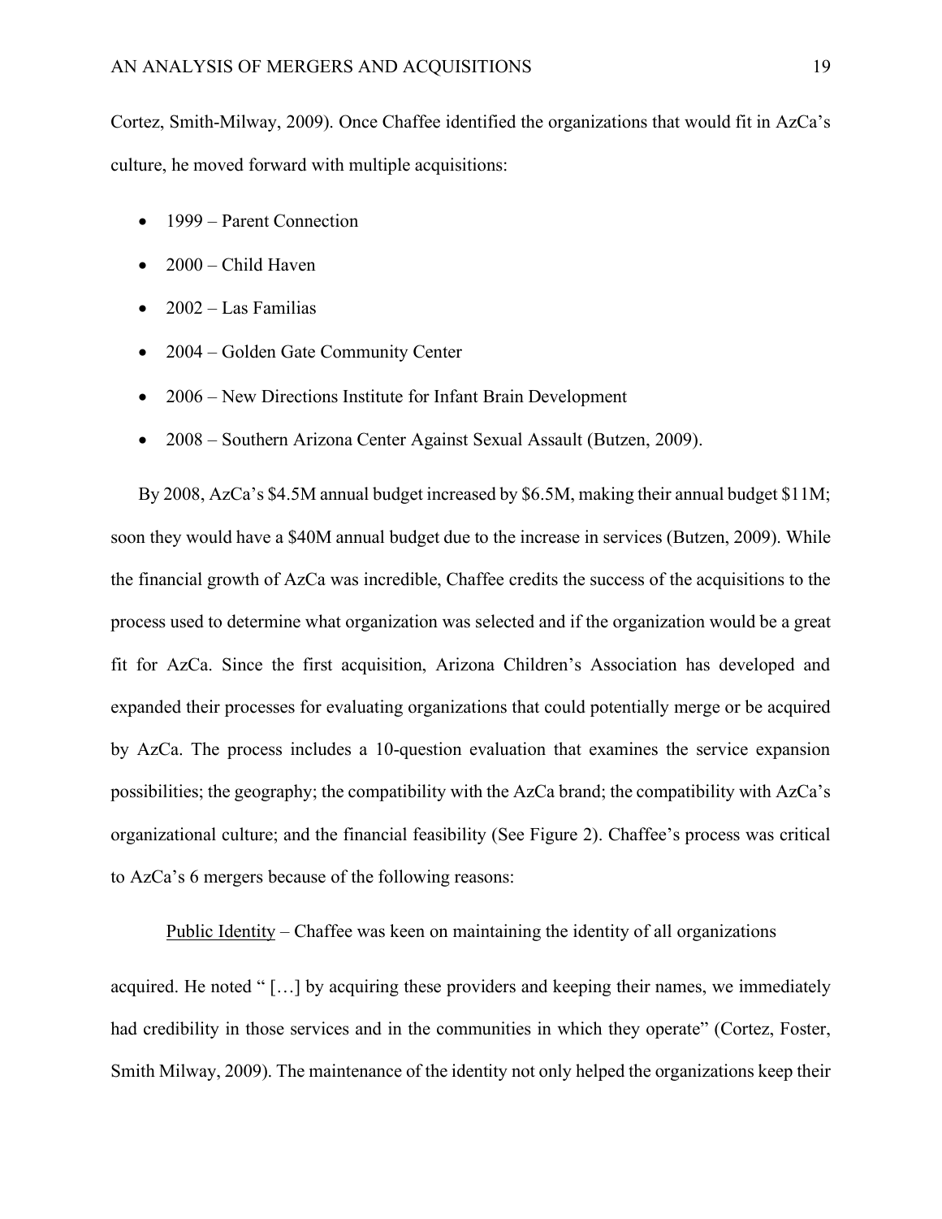Cortez, Smith-Milway, 2009). Once Chaffee identified the organizations that would fit in AzCa's culture, he moved forward with multiple acquisitions:

- 1999 – Parent Connection
- 2000 – Child Haven
- 2002 – Las Familias
- 2004 – Golden Gate Community Center
- 2006 – New Directions Institute for Infant Brain Development
- 2008 – Southern Arizona Center Against Sexual Assault (Butzen, 2009).

By 2008, AzCa's $4.5M annual budget increased by $6.5M, making their annual budget $11M; soon they would have a $40M annual budget due to the increase in services (Butzen, 2009). While the financial growth of AzCa was incredible, Chaffee credits the success of the acquisitions to the process used to determine what organization was selected and if the organization would be a great fit for AzCa. Since the first acquisition, Arizona Children's Association has developed and expanded their processes for evaluating organizations that could potentially merge or be acquired by AzCa. The process includes a 10-question evaluation that examines the service expansion possibilities; the geography; the compatibility with the AzCa brand; the compatibility with AzCa's organizational culture; and the financial feasibility (See Figure 2). Chaffee's process was critical to AzCa's 6 mergers because of the following reasons:

Public Identity – Chaffee was keen on maintaining the identity of all organizations acquired. He noted " […] by acquiring these providers and keeping their names, we immediately had credibility in those services and in the communities in which they operate" (Cortez, Foster, Smith Milway, 2009). The maintenance of the identity not only helped the organizations keep their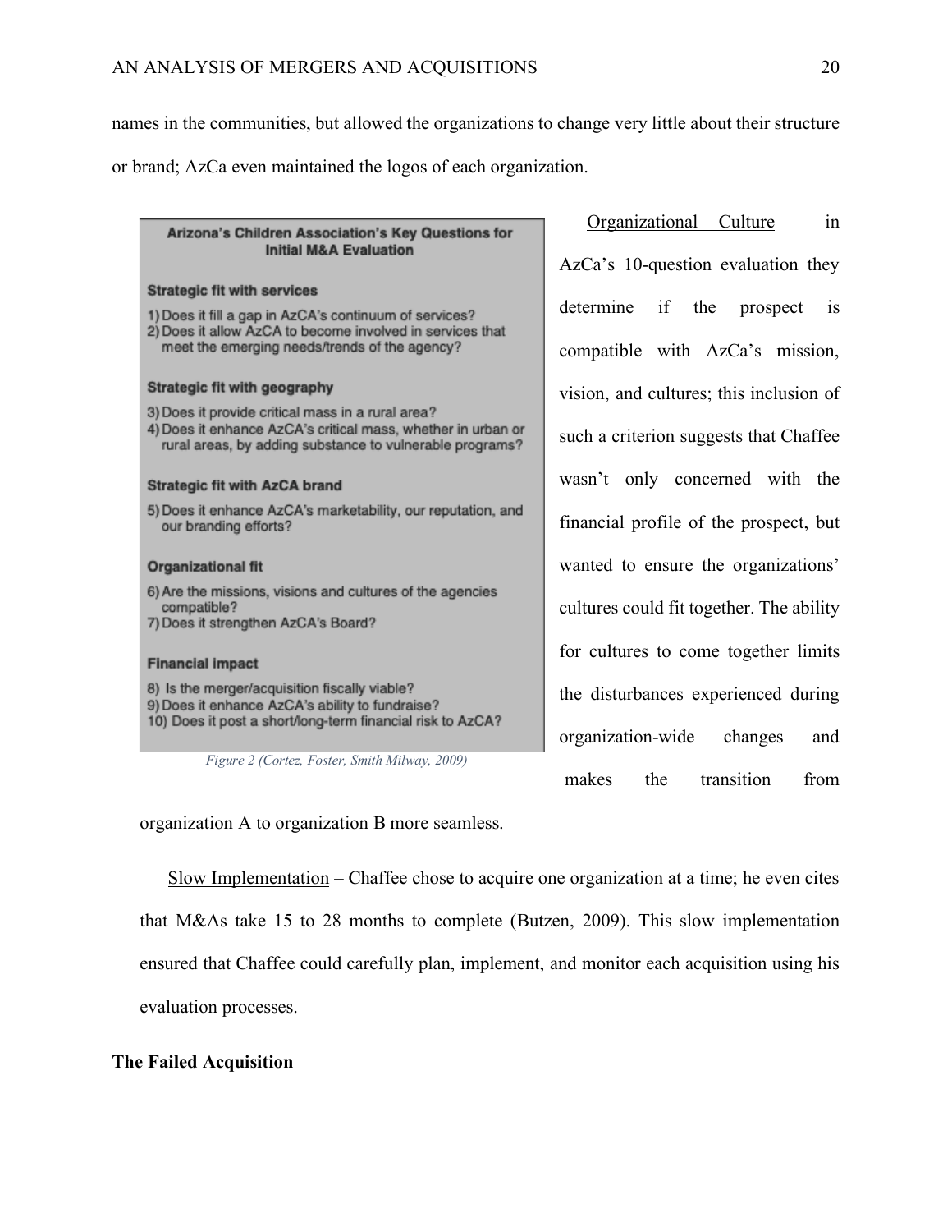names in the communities, but allowed the organizations to change very little about their structure or brand; AzCa even maintained the logos of each organization.

**Arizona's Children Association's Key Questions for Initial M&A Evaluation**

**Strategic fit with services**

1) Does it fill a gap in AzCA's continuum of services?
2) Does it allow AzCA to become involved in services that meet the emerging needs/trends of the agency?

**Strategic fit with geography**

3) Does it provide critical mass in a rural area?
4) Does it enhance AzCA's critical mass, whether in urban or rural areas, by adding substance to vulnerable programs?

**Strategic fit with AzCA brand**

5) Does it enhance AzCA's marketability, our reputation, and our branding efforts?

**Organizational fit**

6) Are the missions, visions and cultures of the agencies compatible?
7) Does it strengthen AzCA's Board?

**Financial impact**

8) Is the merger/acquisition fiscally viable?
9) Does it enhance AzCA's ability to fundraise?
10) Does it post a short/long-term financial risk to AzCA?

*Figure 2 (Cortez, Foster, Smith Milway, 2009)*

Organizational Culture – in AzCa's 10-question evaluation they determine if the prospect is compatible with AzCa's mission, vision, and cultures; this inclusion of such a criterion suggests that Chaffee wasn't only concerned with the financial profile of the prospect, but wanted to ensure the organizations' cultures could fit together. The ability for cultures to come together limits the disturbances experienced during organization-wide changes and makes the transition from organization A to organization B more seamless.

Slow Implementation – Chaffee chose to acquire one organization at a time; he even cites that M&As take 15 to 28 months to complete (Butzen, 2009). This slow implementation ensured that Chaffee could carefully plan, implement, and monitor each acquisition using his evaluation processes.

**The Failed Acquisition**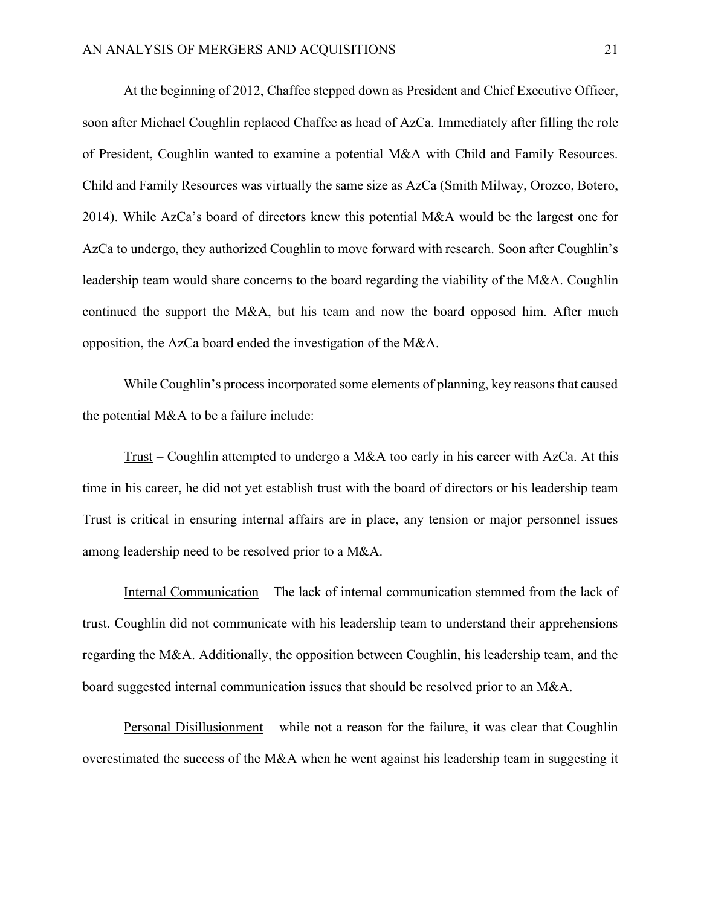At the beginning of 2012, Chaffee stepped down as President and Chief Executive Officer, soon after Michael Coughlin replaced Chaffee as head of AzCa. Immediately after filling the role of President, Coughlin wanted to examine a potential M&A with Child and Family Resources. Child and Family Resources was virtually the same size as AzCa (Smith Milway, Orozco, Botero, 2014). While AzCa's board of directors knew this potential M&A would be the largest one for AzCa to undergo, they authorized Coughlin to move forward with research. Soon after Coughlin's leadership team would share concerns to the board regarding the viability of the M&A. Coughlin continued the support the M&A, but his team and now the board opposed him. After much opposition, the AzCa board ended the investigation of the M&A.

While Coughlin's process incorporated some elements of planning, key reasons that caused the potential M&A to be a failure include:

<u>Trust</u> – Coughlin attempted to undergo a M&A too early in his career with AzCa. At this time in his career, he did not yet establish trust with the board of directors or his leadership team Trust is critical in ensuring internal affairs are in place, any tension or major personnel issues among leadership need to be resolved prior to a M&A.

<u>Internal Communication</u> – The lack of internal communication stemmed from the lack of trust. Coughlin did not communicate with his leadership team to understand their apprehensions regarding the M&A. Additionally, the opposition between Coughlin, his leadership team, and the board suggested internal communication issues that should be resolved prior to an M&A.

<u>Personal Disillusionment</u> – while not a reason for the failure, it was clear that Coughlin overestimated the success of the M&A when he went against his leadership team in suggesting it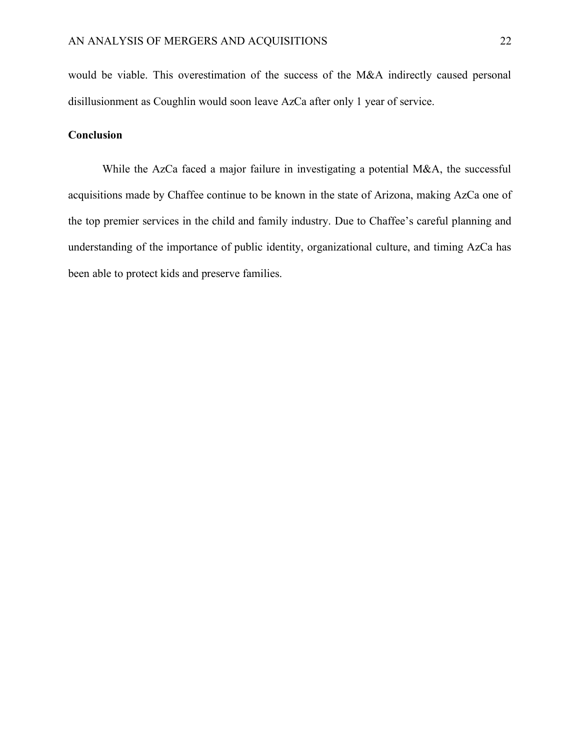would be viable. This overestimation of the success of the M&A indirectly caused personal disillusionment as Coughlin would soon leave AzCa after only 1 year of service.

## Conclusion

While the AzCa faced a major failure in investigating a potential M&A, the successful acquisitions made by Chaffee continue to be known in the state of Arizona, making AzCa one of the top premier services in the child and family industry. Due to Chaffee's careful planning and understanding of the importance of public identity, organizational culture, and timing AzCa has been able to protect kids and preserve families.